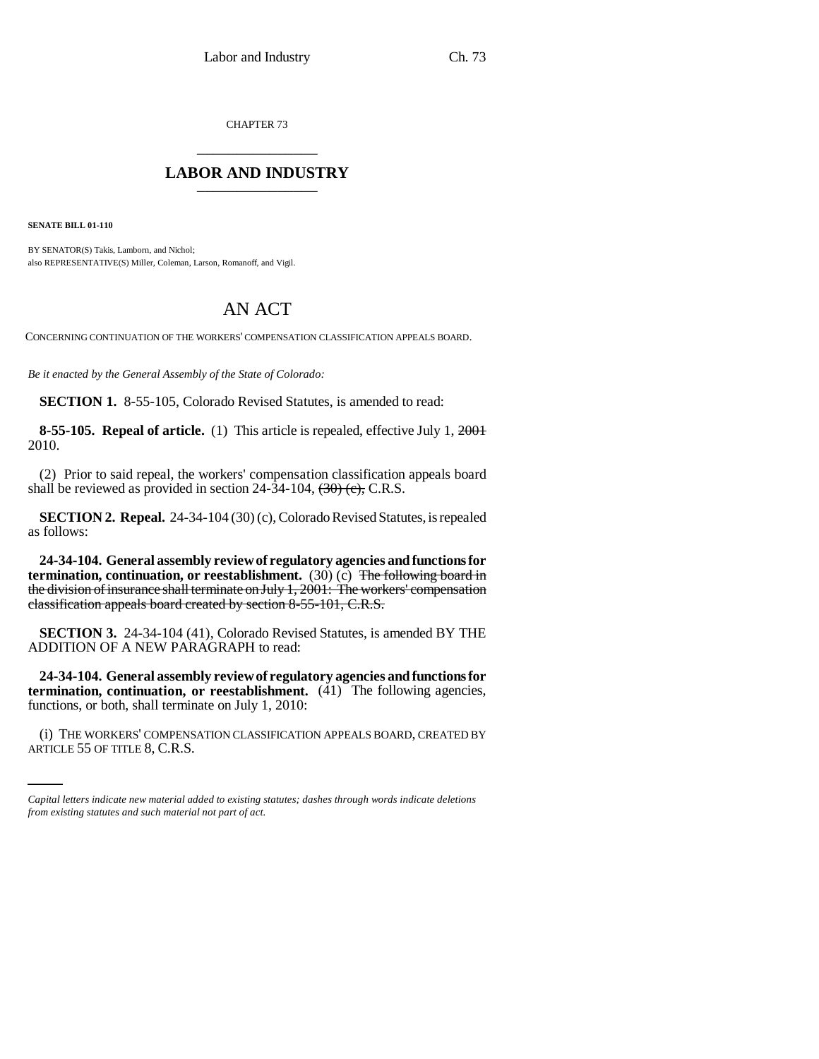CHAPTER 73

# LABOR AND INDUSTRY

**SENATE BILL 01-110**

BY SENATOR(S) Takis, Lamborn, and Nichol;
also REPRESENTATIVE(S) Miller, Coleman, Larson, Romanoff, and Vigil.

# AN ACT

CONCERNING CONTINUATION OF THE WORKERS' COMPENSATION CLASSIFICATION APPEALS BOARD.

*Be it enacted by the General Assembly of the State of Colorado:*

**SECTION 1.** 8-55-105, Colorado Revised Statutes, is amended to read:

**8-55-105. Repeal of article.** (1) This article is repealed, effective July 1, ~~2001~~ 2010.

(2) Prior to said repeal, the workers' compensation classification appeals board shall be reviewed as provided in section 24-34-104, ~~(30) (c),~~ C.R.S.

**SECTION 2. Repeal.** 24-34-104 (30) (c), Colorado Revised Statutes, is repealed as follows:

**24-34-104. General assembly review of regulatory agencies and functions for termination, continuation, or reestablishment.** (30) (c) ~~The following board in the division of insurance shall terminate on July 1, 2001: The workers' compensation classification appeals board created by section 8-55-101, C.R.S.~~

**SECTION 3.** 24-34-104 (41), Colorado Revised Statutes, is amended BY THE ADDITION OF A NEW PARAGRAPH to read:

**24-34-104. General assembly review of regulatory agencies and functions for termination, continuation, or reestablishment.** (41) The following agencies, functions, or both, shall terminate on July 1, 2010:

(i) THE WORKERS' COMPENSATION CLASSIFICATION APPEALS BOARD, CREATED BY ARTICLE 55 OF TITLE 8, C.R.S.

*Capital letters indicate new material added to existing statutes; dashes through words indicate deletions from existing statutes and such material not part of act.*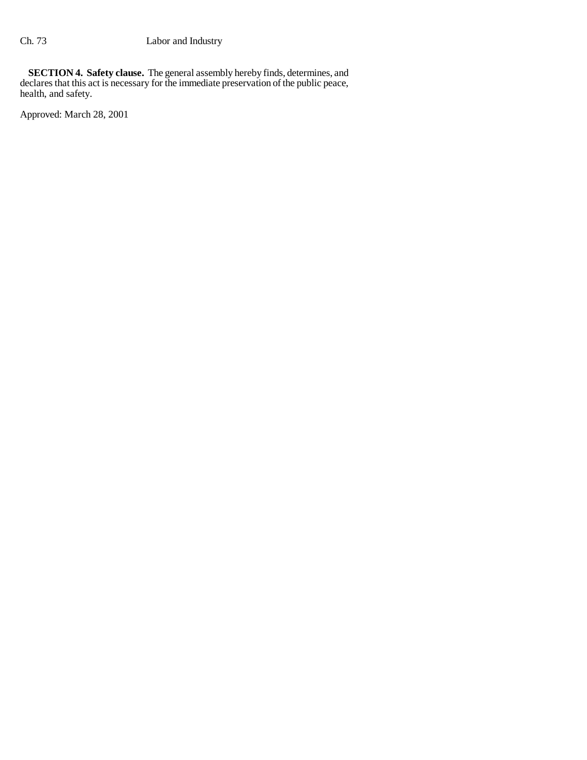**SECTION 4. Safety clause.** The general assembly hereby finds, determines, and declares that this act is necessary for the immediate preservation of the public peace, health, and safety.

Approved: March 28, 2001